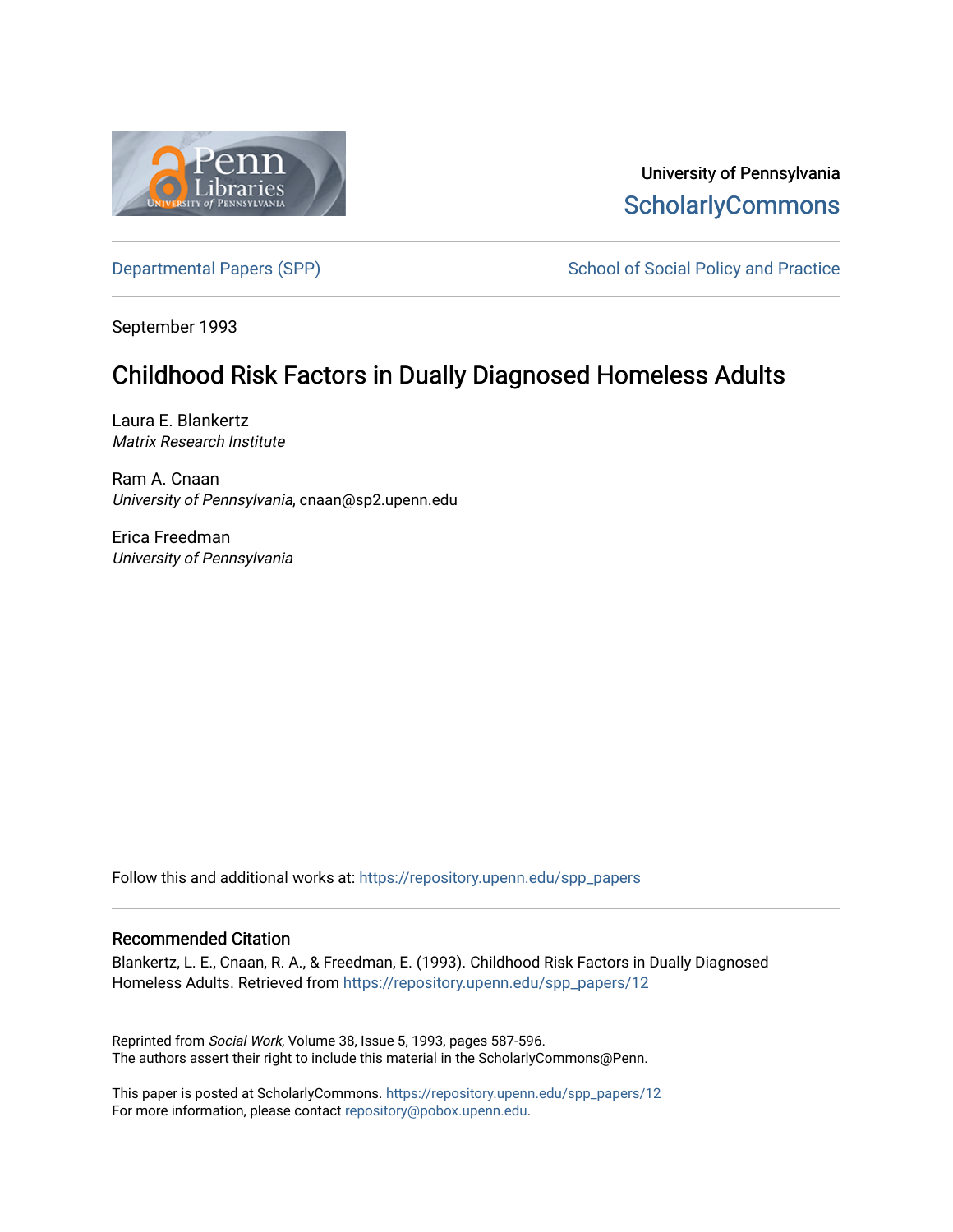University of Pennsylvania
ScholarlyCommons

Departmental Papers (SPP) | School of Social Policy and Practice

September 1993

# Childhood Risk Factors in Dually Diagnosed Homeless Adults

Laura E. Blankertz
*Matrix Research Institute*

Ram A. Cnaan
*University of Pennsylvania*, cnaan@sp2.upenn.edu

Erica Freedman
*University of Pennsylvania*

Follow this and additional works at: https://repository.upenn.edu/spp_papers

### Recommended Citation

Blankertz, L. E., Cnaan, R. A., & Freedman, E. (1993). Childhood Risk Factors in Dually Diagnosed Homeless Adults. Retrieved from https://repository.upenn.edu/spp_papers/12

Reprinted from *Social Work*, Volume 38, Issue 5, 1993, pages 587-596.
The authors assert their right to include this material in the ScholarlyCommons@Penn.

This paper is posted at ScholarlyCommons. https://repository.upenn.edu/spp_papers/12
For more information, please contact repository@pobox.upenn.edu.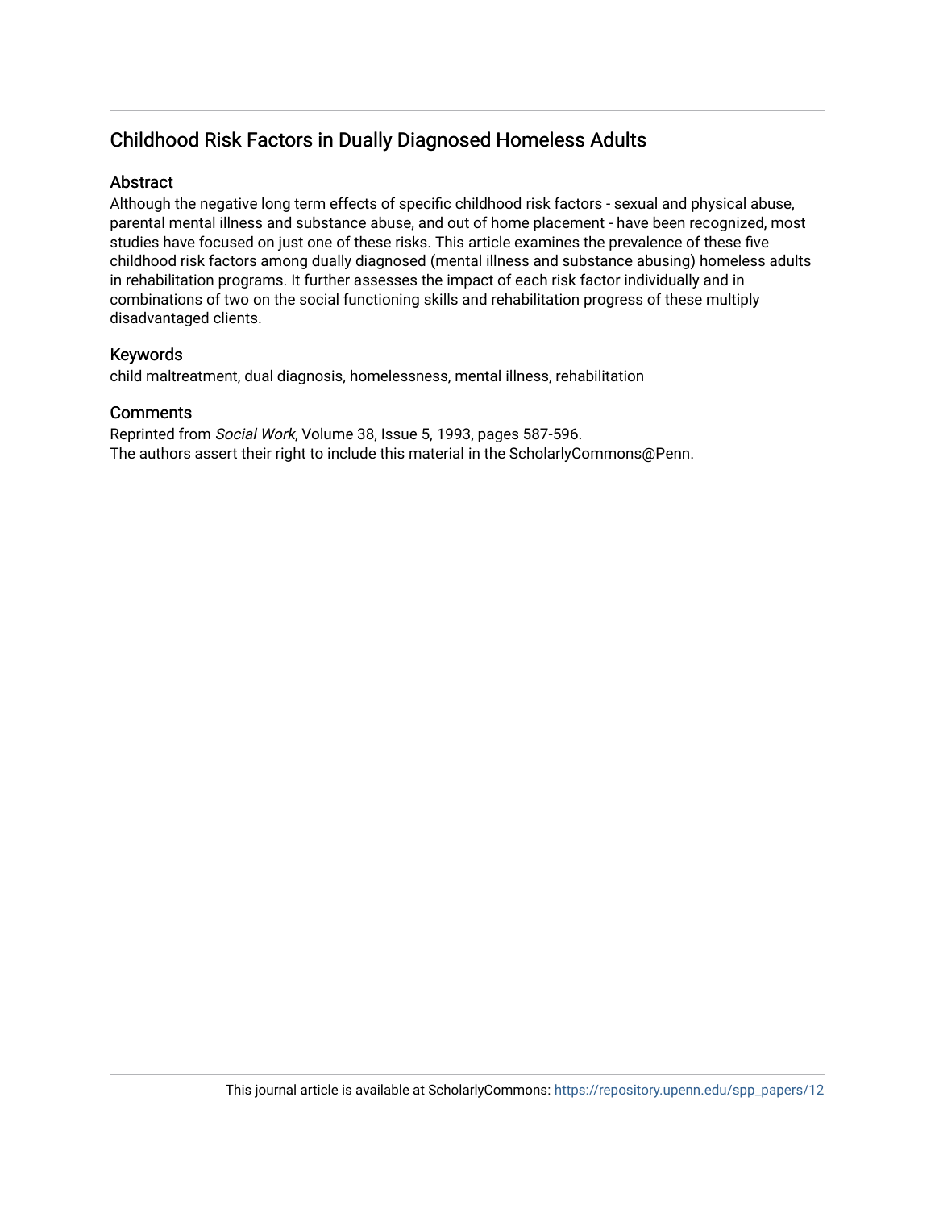## Childhood Risk Factors in Dually Diagnosed Homeless Adults

### Abstract

Although the negative long term effects of specific childhood risk factors - sexual and physical abuse, parental mental illness and substance abuse, and out of home placement - have been recognized, most studies have focused on just one of these risks. This article examines the prevalence of these five childhood risk factors among dually diagnosed (mental illness and substance abusing) homeless adults in rehabilitation programs. It further assesses the impact of each risk factor individually and in combinations of two on the social functioning skills and rehabilitation progress of these multiply disadvantaged clients.

### Keywords

child maltreatment, dual diagnosis, homelessness, mental illness, rehabilitation

### Comments

Reprinted from *Social Work*, Volume 38, Issue 5, 1993, pages 587-596.
The authors assert their right to include this material in the ScholarlyCommons@Penn.

This journal article is available at ScholarlyCommons: https://repository.upenn.edu/spp_papers/12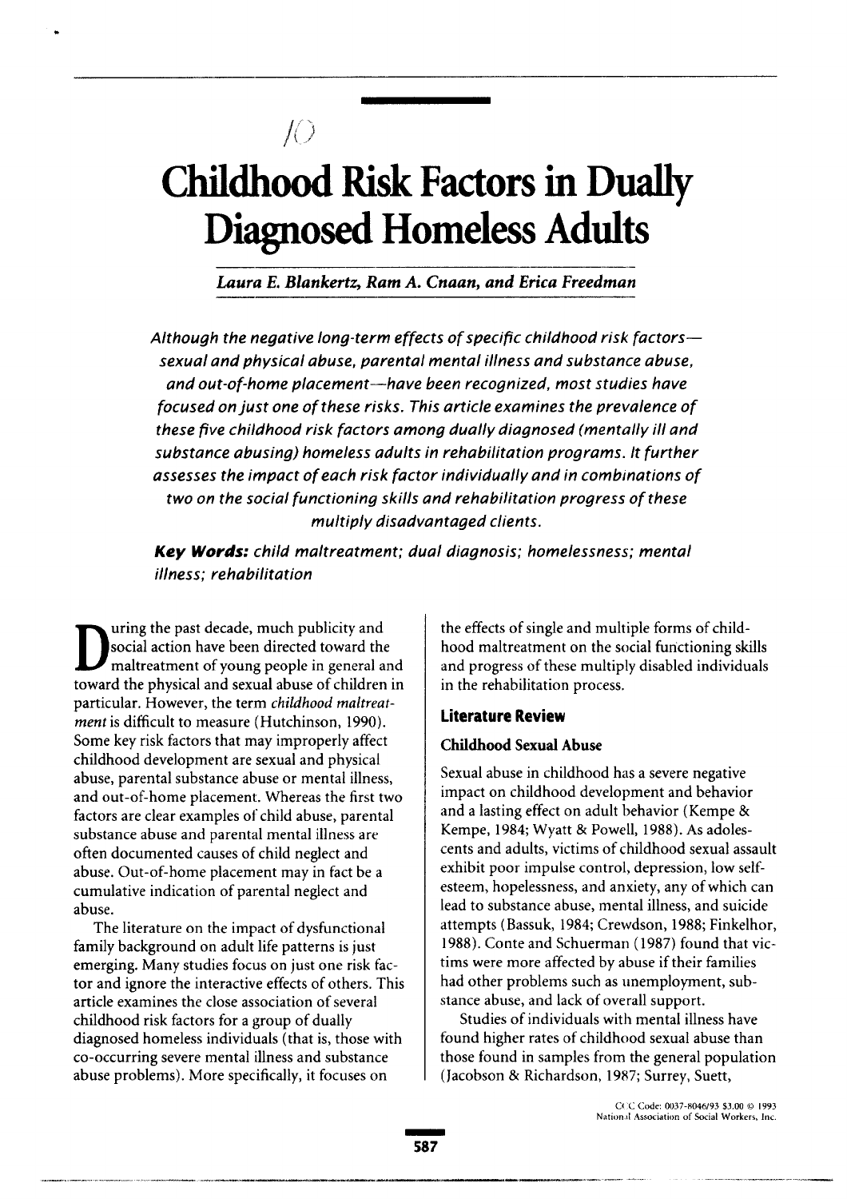# Childhood Risk Factors in Dually Diagnosed Homeless Adults

*Laura E. Blankertz, Ram A. Cnaan, and Erica Freedman*

*Although the negative long-term effects of specific childhood risk factors—sexual and physical abuse, parental mental illness and substance abuse, and out-of-home placement—have been recognized, most studies have focused on just one of these risks. This article examines the prevalence of these five childhood risk factors among dually diagnosed (mentally ill and substance abusing) homeless adults in rehabilitation programs. It further assesses the impact of each risk factor individually and in combinations of two on the social functioning skills and rehabilitation progress of these multiply disadvantaged clients.*

***Key Words:*** *child maltreatment; dual diagnosis; homelessness; mental illness; rehabilitation*

During the past decade, much publicity and social action have been directed toward the maltreatment of young people in general and toward the physical and sexual abuse of children in particular. However, the term *childhood maltreatment* is difficult to measure (Hutchinson, 1990). Some key risk factors that may improperly affect childhood development are sexual and physical abuse, parental substance abuse or mental illness, and out-of-home placement. Whereas the first two factors are clear examples of child abuse, parental substance abuse and parental mental illness are often documented causes of child neglect and abuse. Out-of-home placement may in fact be a cumulative indication of parental neglect and abuse.

The literature on the impact of dysfunctional family background on adult life patterns is just emerging. Many studies focus on just one risk factor and ignore the interactive effects of others. This article examines the close association of several childhood risk factors for a group of dually diagnosed homeless individuals (that is, those with co-occurring severe mental illness and substance abuse problems). More specifically, it focuses on the effects of single and multiple forms of childhood maltreatment on the social functioning skills and progress of these multiply disabled individuals in the rehabilitation process.

## Literature Review

### Childhood Sexual Abuse

Sexual abuse in childhood has a severe negative impact on childhood development and behavior and a lasting effect on adult behavior (Kempe & Kempe, 1984; Wyatt & Powell, 1988). As adolescents and adults, victims of childhood sexual assault exhibit poor impulse control, depression, low self-esteem, hopelessness, and anxiety, any of which can lead to substance abuse, mental illness, and suicide attempts (Bassuk, 1984; Crewdson, 1988; Finkelhor, 1988). Conte and Schuerman (1987) found that victims were more affected by abuse if their families had other problems such as unemployment, substance abuse, and lack of overall support.

Studies of individuals with mental illness have found higher rates of childhood sexual abuse than those found in samples from the general population (Jacobson & Richardson, 1987; Surrey, Suett,

CCC Code: 0037-8046/93 $3.00 © 1993 National Association of Social Workers, Inc.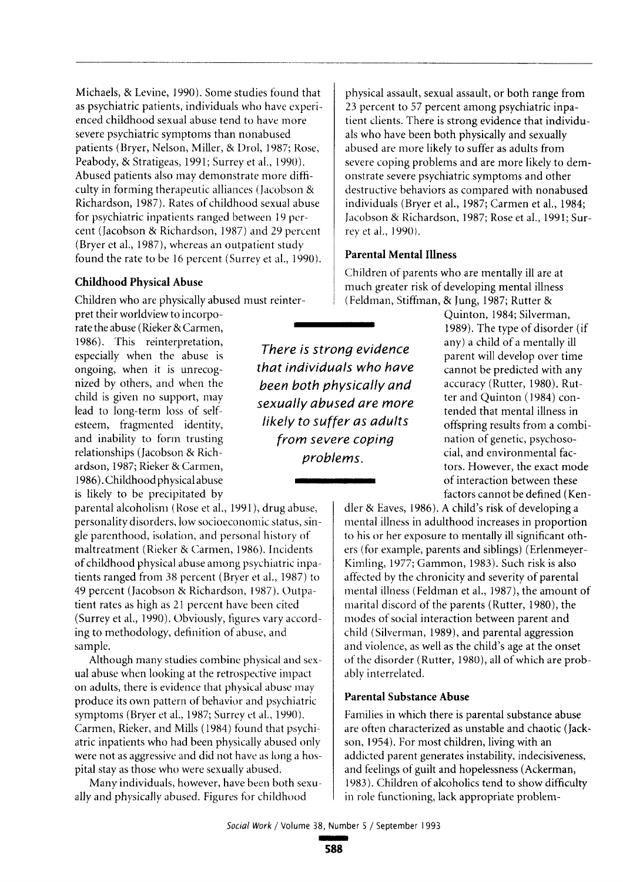Michaels, & Levine, 1990). Some studies found that as psychiatric patients, individuals who have experienced childhood sexual abuse tend to have more severe psychiatric symptoms than nonabused patients (Bryer, Nelson, Miller, & Drol, 1987; Rose, Peabody, & Stratigeas, 1991; Surrey et al., 1990). Abused patients also may demonstrate more difficulty in forming therapeutic alliances (Jacobson & Richardson, 1987). Rates of childhood sexual abuse for psychiatric inpatients ranged between 19 percent (Jacobson & Richardson, 1987) and 29 percent (Bryer et al., 1987), whereas an outpatient study found the rate to be 16 percent (Surrey et al., 1990).

### Childhood Physical Abuse

Children who are physically abused must reinterpret their worldview to incorporate the abuse (Rieker & Carmen, 1986). This reinterpretation, especially when the abuse is ongoing, when it is unrecognized by others, and when the child is given no support, may lead to long-term loss of self-esteem, fragmented identity, and inability to form trusting relationships (Jacobson & Richardson, 1987; Rieker & Carmen, 1986). Childhood physical abuse is likely to be precipitated by parental alcoholism (Rose et al., 1991), drug abuse, personality disorders, low socioeconomic status, single parenthood, isolation, and personal history of maltreatment (Rieker & Carmen, 1986). Incidents of childhood physical abuse among psychiatric inpatients ranged from 38 percent (Bryer et al., 1987) to 49 percent (Jacobson & Richardson, 1987). Outpatient rates as high as 21 percent have been cited (Surrey et al., 1990). Obviously, figures vary according to methodology, definition of abuse, and sample.

Although many studies combine physical and sexual abuse when looking at the retrospective impact on adults, there is evidence that physical abuse may produce its own pattern of behavior and psychiatric symptoms (Bryer et al., 1987; Surrey et al., 1990). Carmen, Rieker, and Mills (1984) found that psychiatric inpatients who had been physically abused only were not as aggressive and did not have as long a hospital stay as those who were sexually abused.

Many individuals, however, have been both sexually and physically abused. Figures for childhood physical assault, sexual assault, or both range from 23 percent to 57 percent among psychiatric inpatient clients. There is strong evidence that individuals who have been both physically and sexually abused are more likely to suffer as adults from severe coping problems and are more likely to demonstrate severe psychiatric symptoms and other destructive behaviors as compared with nonabused individuals (Bryer et al., 1987; Carmen et al., 1984; Jacobson & Richardson, 1987; Rose et al., 1991; Surrey et al., 1990).

*There is strong evidence that individuals who have been both physically and sexually abused are more likely to suffer as adults from severe coping problems.*

### Parental Mental Illness

Children of parents who are mentally ill are at much greater risk of developing mental illness (Feldman, Stiffman, & Jung, 1987; Rutter & Quinton, 1984; Silverman, 1989). The type of disorder (if any) a child of a mentally ill parent will develop over time cannot be predicted with any accuracy (Rutter, 1980). Rutter and Quinton (1984) contended that mental illness in offspring results from a combination of genetic, psychosocial, and environmental factors. However, the exact mode of interaction between these factors cannot be defined (Kendler & Eaves, 1986). A child's risk of developing a mental illness in adulthood increases in proportion to his or her exposure to mentally ill significant others (for example, parents and siblings) (Erlenmeyer-Kimling, 1977; Gammon, 1983). Such risk is also affected by the chronicity and severity of parental mental illness (Feldman et al., 1987), the amount of marital discord of the parents (Rutter, 1980), the modes of social interaction between parent and child (Silverman, 1989), and parental aggression and violence, as well as the child's age at the onset of the disorder (Rutter, 1980), all of which are probably interrelated.

### Parental Substance Abuse

Families in which there is parental substance abuse are often characterized as unstable and chaotic (Jackson, 1954). For most children, living with an addicted parent generates instability, indecisiveness, and feelings of guilt and hopelessness (Ackerman, 1983). Children of alcoholics tend to show difficulty in role functioning, lack appropriate problem-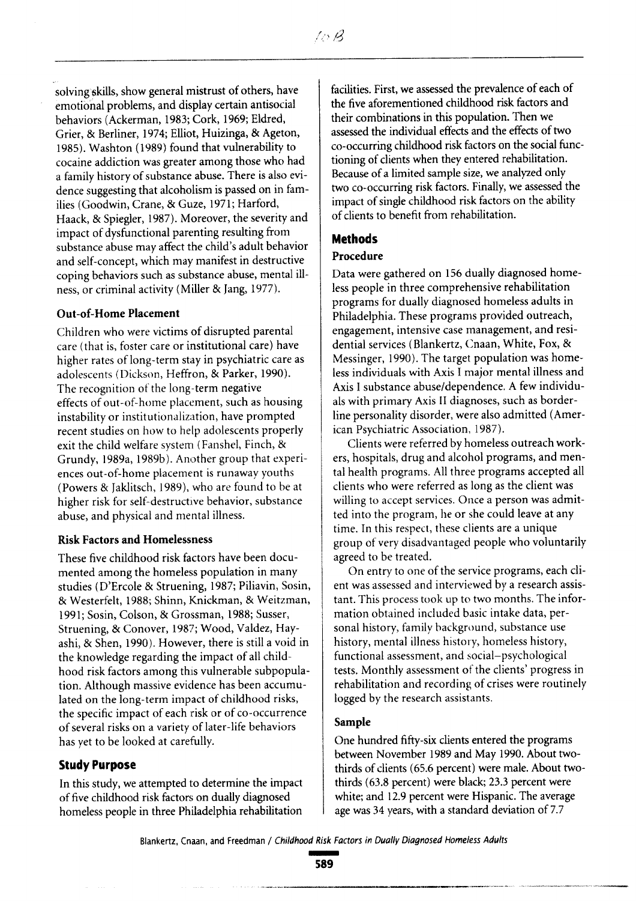solving skills, show general mistrust of others, have emotional problems, and display certain antisocial behaviors (Ackerman, 1983; Cork, 1969; Eldred, Grier, & Berliner, 1974; Elliot, Huizinga, & Ageton, 1985). Washton (1989) found that vulnerability to cocaine addiction was greater among those who had a family history of substance abuse. There is also evidence suggesting that alcoholism is passed on in families (Goodwin, Crane, & Guze, 1971; Harford, Haack, & Spiegler, 1987). Moreover, the severity and impact of dysfunctional parenting resulting from substance abuse may affect the child's adult behavior and self-concept, which may manifest in destructive coping behaviors such as substance abuse, mental illness, or criminal activity (Miller & Jang, 1977).

### Out-of-Home Placement

Children who were victims of disrupted parental care (that is, foster care or institutional care) have higher rates of long-term stay in psychiatric care as adolescents (Dickson, Heffron, & Parker, 1990). The recognition of the long-term negative effects of out-of-home placement, such as housing instability or institutionalization, have prompted recent studies on how to help adolescents properly exit the child welfare system (Fanshel, Finch, & Grundy, 1989a, 1989b). Another group that experiences out-of-home placement is runaway youths (Powers & Jaklitsch, 1989), who are found to be at higher risk for self-destructive behavior, substance abuse, and physical and mental illness.

### Risk Factors and Homelessness

These five childhood risk factors have been documented among the homeless population in many studies (D'Ercole & Struening, 1987; Piliavin, Sosin, & Westerfelt, 1988; Shinn, Knickman, & Weitzman, 1991; Sosin, Colson, & Grossman, 1988; Susser, Struening, & Conover, 1987; Wood, Valdez, Hayashi, & Shen, 1990). However, there is still a void in the knowledge regarding the impact of all childhood risk factors among this vulnerable subpopulation. Although massive evidence has been accumulated on the long-term impact of childhood risks, the specific impact of each risk or of co-occurrence of several risks on a variety of later-life behaviors has yet to be looked at carefully.

## Study Purpose

In this study, we attempted to determine the impact of five childhood risk factors on dually diagnosed homeless people in three Philadelphia rehabilitation facilities. First, we assessed the prevalence of each of the five aforementioned childhood risk factors and their combinations in this population. Then we assessed the individual effects and the effects of two co-occurring childhood risk factors on the social functioning of clients when they entered rehabilitation. Because of a limited sample size, we analyzed only two co-occurring risk factors. Finally, we assessed the impact of single childhood risk factors on the ability of clients to benefit from rehabilitation.

## Methods

### Procedure

Data were gathered on 156 dually diagnosed homeless people in three comprehensive rehabilitation programs for dually diagnosed homeless adults in Philadelphia. These programs provided outreach, engagement, intensive case management, and residential services (Blankertz, Cnaan, White, Fox, & Messinger, 1990). The target population was homeless individuals with Axis I major mental illness and Axis I substance abuse/dependence. A few individuals with primary Axis II diagnoses, such as borderline personality disorder, were also admitted (American Psychiatric Association, 1987).

Clients were referred by homeless outreach workers, hospitals, drug and alcohol programs, and mental health programs. All three programs accepted all clients who were referred as long as the client was willing to accept services. Once a person was admitted into the program, he or she could leave at any time. In this respect, these clients are a unique group of very disadvantaged people who voluntarily agreed to be treated.

On entry to one of the service programs, each client was assessed and interviewed by a research assistant. This process took up to two months. The information obtained included basic intake data, personal history, family background, substance use history, mental illness history, homeless history, functional assessment, and social–psychological tests. Monthly assessment of the clients' progress in rehabilitation and recording of crises were routinely logged by the research assistants.

### Sample

One hundred fifty-six clients entered the programs between November 1989 and May 1990. About two-thirds of clients (65.6 percent) were male. About two-thirds (63.8 percent) were black; 23.3 percent were white; and 12.9 percent were Hispanic. The average age was 34 years, with a standard deviation of 7.7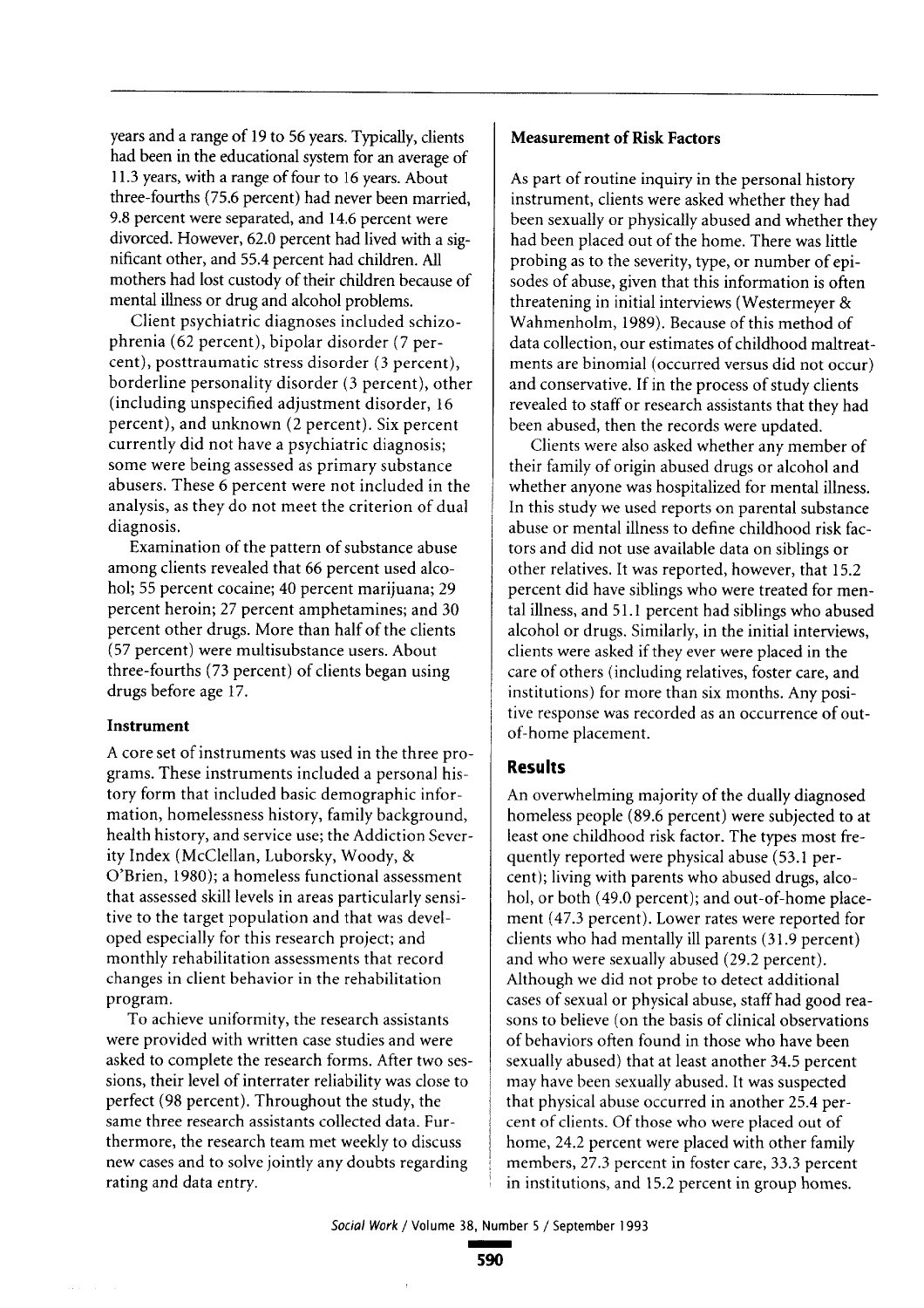years and a range of 19 to 56 years. Typically, clients had been in the educational system for an average of 11.3 years, with a range of four to 16 years. About three-fourths (75.6 percent) had never been married, 9.8 percent were separated, and 14.6 percent were divorced. However, 62.0 percent had lived with a significant other, and 55.4 percent had children. All mothers had lost custody of their children because of mental illness or drug and alcohol problems.

Client psychiatric diagnoses included schizophrenia (62 percent), bipolar disorder (7 percent), posttraumatic stress disorder (3 percent), borderline personality disorder (3 percent), other (including unspecified adjustment disorder, 16 percent), and unknown (2 percent). Six percent currently did not have a psychiatric diagnosis; some were being assessed as primary substance abusers. These 6 percent were not included in the analysis, as they do not meet the criterion of dual diagnosis.

Examination of the pattern of substance abuse among clients revealed that 66 percent used alcohol; 55 percent cocaine; 40 percent marijuana; 29 percent heroin; 27 percent amphetamines; and 30 percent other drugs. More than half of the clients (57 percent) were multisubstance users. About three-fourths (73 percent) of clients began using drugs before age 17.

### Instrument

A core set of instruments was used in the three programs. These instruments included a personal history form that included basic demographic information, homelessness history, family background, health history, and service use; the Addiction Severity Index (McClellan, Luborsky, Woody, & O'Brien, 1980); a homeless functional assessment that assessed skill levels in areas particularly sensitive to the target population and that was developed especially for this research project; and monthly rehabilitation assessments that record changes in client behavior in the rehabilitation program.

To achieve uniformity, the research assistants were provided with written case studies and were asked to complete the research forms. After two sessions, their level of interrater reliability was close to perfect (98 percent). Throughout the study, the same three research assistants collected data. Furthermore, the research team met weekly to discuss new cases and to solve jointly any doubts regarding rating and data entry.

### Measurement of Risk Factors

As part of routine inquiry in the personal history instrument, clients were asked whether they had been sexually or physically abused and whether they had been placed out of the home. There was little probing as to the severity, type, or number of episodes of abuse, given that this information is often threatening in initial interviews (Westermeyer & Wahmenholm, 1989). Because of this method of data collection, our estimates of childhood maltreatments are binomial (occurred versus did not occur) and conservative. If in the process of study clients revealed to staff or research assistants that they had been abused, then the records were updated.

Clients were also asked whether any member of their family of origin abused drugs or alcohol and whether anyone was hospitalized for mental illness. In this study we used reports on parental substance abuse or mental illness to define childhood risk factors and did not use available data on siblings or other relatives. It was reported, however, that 15.2 percent did have siblings who were treated for mental illness, and 51.1 percent had siblings who abused alcohol or drugs. Similarly, in the initial interviews, clients were asked if they ever were placed in the care of others (including relatives, foster care, and institutions) for more than six months. Any positive response was recorded as an occurrence of out-of-home placement.

## Results

An overwhelming majority of the dually diagnosed homeless people (89.6 percent) were subjected to at least one childhood risk factor. The types most frequently reported were physical abuse (53.1 percent); living with parents who abused drugs, alcohol, or both (49.0 percent); and out-of-home placement (47.3 percent). Lower rates were reported for clients who had mentally ill parents (31.9 percent) and who were sexually abused (29.2 percent). Although we did not probe to detect additional cases of sexual or physical abuse, staff had good reasons to believe (on the basis of clinical observations of behaviors often found in those who have been sexually abused) that at least another 34.5 percent may have been sexually abused. It was suspected that physical abuse occurred in another 25.4 percent of clients. Of those who were placed out of home, 24.2 percent were placed with other family members, 27.3 percent in foster care, 33.3 percent in institutions, and 15.2 percent in group homes.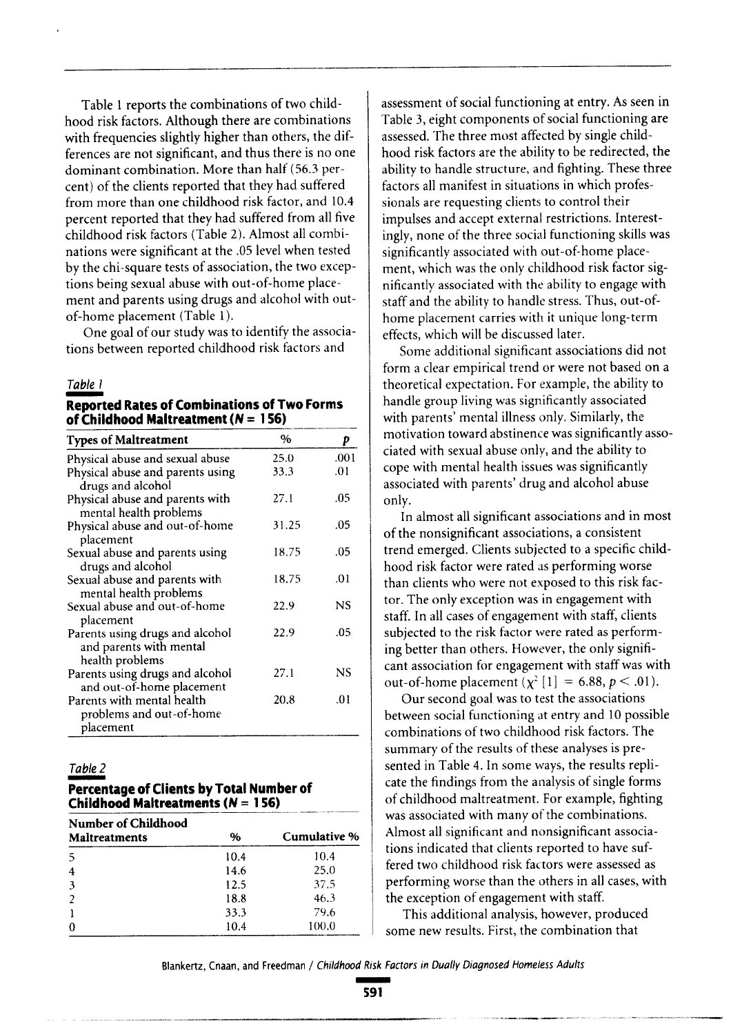Table 1 reports the combinations of two childhood risk factors. Although there are combinations with frequencies slightly higher than others, the differences are not significant, and thus there is no one dominant combination. More than half (56.3 percent) of the clients reported that they had suffered from more than one childhood risk factor, and 10.4 percent reported that they had suffered from all five childhood risk factors (Table 2). Almost all combinations were significant at the .05 level when tested by the chi-square tests of association, the two exceptions being sexual abuse with out-of-home placement and parents using drugs and alcohol with out-of-home placement (Table 1).

One goal of our study was to identify the associations between reported childhood risk factors and

*Table 1*

**Reported Rates of Combinations of Two Forms of Childhood Maltreatment (N = 156)**

| Types of Maltreatment | % | p |
|---|---|---|
| Physical abuse and sexual abuse | 25.0 | .001 |
| Physical abuse and parents using drugs and alcohol | 33.3 | .01 |
| Physical abuse and parents with mental health problems | 27.1 | .05 |
| Physical abuse and out-of-home placement | 31.25 | .05 |
| Sexual abuse and parents using drugs and alcohol | 18.75 | .05 |
| Sexual abuse and parents with mental health problems | 18.75 | .01 |
| Sexual abuse and out-of-home placement | 22.9 | NS |
| Parents using drugs and alcohol and parents with mental health problems | 22.9 | .05 |
| Parents using drugs and alcohol and out-of-home placement | 27.1 | NS |
| Parents with mental health problems and out-of-home placement | 20.8 | .01 |

*Table 2*

**Percentage of Clients by Total Number of Childhood Maltreatments (N = 156)**

| Number of Childhood Maltreatments | % | Cumulative % |
|---|---|---|
| 5 | 10.4 | 10.4 |
| 4 | 14.6 | 25.0 |
| 3 | 12.5 | 37.5 |
| 2 | 18.8 | 46.3 |
| 1 | 33.3 | 79.6 |
| 0 | 10.4 | 100.0 |

assessment of social functioning at entry. As seen in Table 3, eight components of social functioning are assessed. The three most affected by single childhood risk factors are the ability to be redirected, the ability to handle structure, and fighting. These three factors all manifest in situations in which professionals are requesting clients to control their impulses and accept external restrictions. Interestingly, none of the three social functioning skills was significantly associated with out-of-home placement, which was the only childhood risk factor significantly associated with the ability to engage with staff and the ability to handle stress. Thus, out-of-home placement carries with it unique long-term effects, which will be discussed later.

Some additional significant associations did not form a clear empirical trend or were not based on a theoretical expectation. For example, the ability to handle group living was significantly associated with parents' mental illness only. Similarly, the motivation toward abstinence was significantly associated with sexual abuse only, and the ability to cope with mental health issues was significantly associated with parents' drug and alcohol abuse only.

In almost all significant associations and in most of the nonsignificant associations, a consistent trend emerged. Clients subjected to a specific childhood risk factor were rated as performing worse than clients who were not exposed to this risk factor. The only exception was in engagement with staff. In all cases of engagement with staff, clients subjected to the risk factor were rated as performing better than others. However, the only significant association for engagement with staff was with out-of-home placement ($\chi^2$ [1] $= 6.88, p < .01$).

Our second goal was to test the associations between social functioning at entry and 10 possible combinations of two childhood risk factors. The summary of the results of these analyses is presented in Table 4. In some ways, the results replicate the findings from the analysis of single forms of childhood maltreatment. For example, fighting was associated with many of the combinations. Almost all significant and nonsignificant associations indicated that clients reported to have suffered two childhood risk factors were assessed as performing worse than the others in all cases, with the exception of engagement with staff.

This additional analysis, however, produced some new results. First, the combination that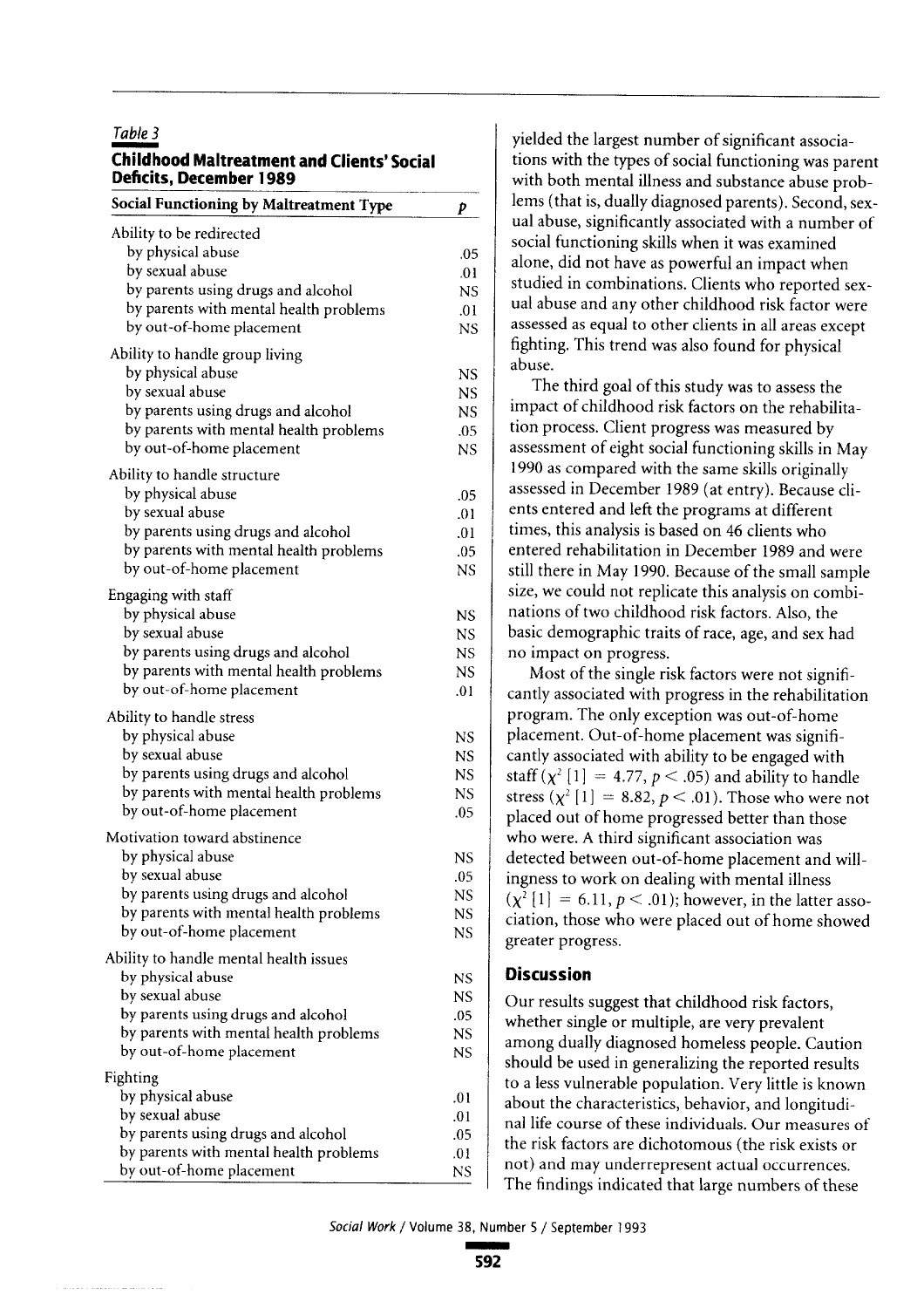*Table 3*

**Childhood Maltreatment and Clients' Social Deficits, December 1989**

| Social Functioning by Maltreatment Type | *p* |
|---|---|
| Ability to be redirected | |
| by physical abuse | .05 |
| by sexual abuse | .01 |
| by parents using drugs and alcohol | NS |
| by parents with mental health problems | .01 |
| by out-of-home placement | NS |
| Ability to handle group living | |
| by physical abuse | NS |
| by sexual abuse | NS |
| by parents using drugs and alcohol | NS |
| by parents with mental health problems | .05 |
| by out-of-home placement | NS |
| Ability to handle structure | |
| by physical abuse | .05 |
| by sexual abuse | .01 |
| by parents using drugs and alcohol | .01 |
| by parents with mental health problems | .05 |
| by out-of-home placement | NS |
| Engaging with staff | |
| by physical abuse | NS |
| by sexual abuse | NS |
| by parents using drugs and alcohol | NS |
| by parents with mental health problems | NS |
| by out-of-home placement | .01 |
| Ability to handle stress | |
| by physical abuse | NS |
| by sexual abuse | NS |
| by parents using drugs and alcohol | NS |
| by parents with mental health problems | NS |
| by out-of-home placement | .05 |
| Motivation toward abstinence | |
| by physical abuse | NS |
| by sexual abuse | .05 |
| by parents using drugs and alcohol | NS |
| by parents with mental health problems | NS |
| by out-of-home placement | NS |
| Ability to handle mental health issues | |
| by physical abuse | NS |
| by sexual abuse | NS |
| by parents using drugs and alcohol | .05 |
| by parents with mental health problems | NS |
| by out-of-home placement | NS |
| Fighting | |
| by physical abuse | .01 |
| by sexual abuse | .01 |
| by parents using drugs and alcohol | .05 |
| by parents with mental health problems | .01 |
| by out-of-home placement | NS |

yielded the largest number of significant associations with the types of social functioning was parent with both mental illness and substance abuse problems (that is, dually diagnosed parents). Second, sexual abuse, significantly associated with a number of social functioning skills when it was examined alone, did not have as powerful an impact when studied in combinations. Clients who reported sexual abuse and any other childhood risk factor were assessed as equal to other clients in all areas except fighting. This trend was also found for physical abuse.

The third goal of this study was to assess the impact of childhood risk factors on the rehabilitation process. Client progress was measured by assessment of eight social functioning skills in May 1990 as compared with the same skills originally assessed in December 1989 (at entry). Because clients entered and left the programs at different times, this analysis is based on 46 clients who entered rehabilitation in December 1989 and were still there in May 1990. Because of the small sample size, we could not replicate this analysis on combinations of two childhood risk factors. Also, the basic demographic traits of race, age, and sex had no impact on progress.

Most of the single risk factors were not significantly associated with progress in the rehabilitation program. The only exception was out-of-home placement. Out-of-home placement was significantly associated with ability to be engaged with staff ($\chi^2$ [1] = 4.77, $p < .05$) and ability to handle stress ($\chi^2$ [1] = 8.82, $p < .01$). Those who were not placed out of home progressed better than those who were. A third significant association was detected between out-of-home placement and willingness to work on dealing with mental illness ($\chi^2$ [1] = 6.11, $p < .01$); however, in the latter association, those who were placed out of home showed greater progress.

## Discussion

Our results suggest that childhood risk factors, whether single or multiple, are very prevalent among dually diagnosed homeless people. Caution should be used in generalizing the reported results to a less vulnerable population. Very little is known about the characteristics, behavior, and longitudinal life course of these individuals. Our measures of the risk factors are dichotomous (the risk exists or not) and may underrepresent actual occurrences. The findings indicated that large numbers of these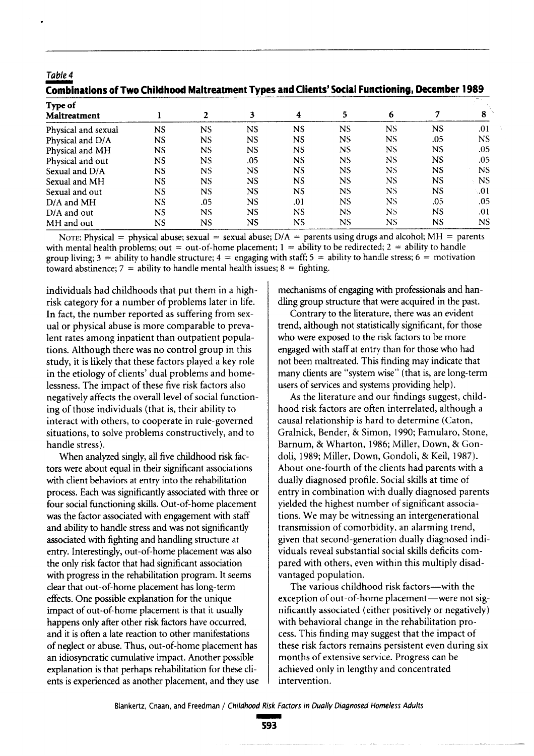*Table 4*

**Combinations of Two Childhood Maltreatment Types and Clients' Social Functioning, December 1989**

| Type of Maltreatment | 1 | 2 | 3 | 4 | 5 | 6 | 7 | 8 |
|---|---|---|---|---|---|---|---|---|
| Physical and sexual | NS | NS | NS | NS | NS | NS | NS | .01 |
| Physical and D/A | NS | NS | NS | NS | NS | NS | .05 | NS |
| Physical and MH | NS | NS | NS | NS | NS | NS | NS | .05 |
| Physical and out | NS | NS | .05 | NS | NS | NS | NS | .05 |
| Sexual and D/A | NS | NS | NS | NS | NS | NS | NS | NS |
| Sexual and MH | NS | NS | NS | NS | NS | NS | NS | NS |
| Sexual and out | NS | NS | NS | NS | NS | NS | NS | .01 |
| D/A and MH | NS | .05 | NS | .01 | NS | NS | .05 | .05 |
| D/A and out | NS | NS | NS | NS | NS | NS | NS | .01 |
| MH and out | NS | NS | NS | NS | NS | NS | NS | NS |

NOTE: Physical = physical abuse; sexual = sexual abuse; D/A = parents using drugs and alcohol; MH = parents with mental health problems; out = out-of-home placement; 1 = ability to be redirected; 2 = ability to handle group living; 3 = ability to handle structure; 4 = engaging with staff; 5 = ability to handle stress; 6 = motivation toward abstinence; 7 = ability to handle mental health issues; 8 = fighting.

individuals had childhoods that put them in a high-risk category for a number of problems later in life. In fact, the number reported as suffering from sexual or physical abuse is more comparable to prevalent rates among inpatient than outpatient populations. Although there was no control group in this study, it is likely that these factors played a key role in the etiology of clients' dual problems and homelessness. The impact of these five risk factors also negatively affects the overall level of social functioning of those individuals (that is, their ability to interact with others, to cooperate in rule-governed situations, to solve problems constructively, and to handle stress).

When analyzed singly, all five childhood risk factors were about equal in their significant associations with client behaviors at entry into the rehabilitation process. Each was significantly associated with three or four social functioning skills. Out-of-home placement was the factor associated with engagement with staff and ability to handle stress and was not significantly associated with fighting and handling structure at entry. Interestingly, out-of-home placement was also the only risk factor that had significant association with progress in the rehabilitation program. It seems clear that out-of-home placement has long-term effects. One possible explanation for the unique impact of out-of-home placement is that it usually happens only after other risk factors have occurred, and it is often a late reaction to other manifestations of neglect or abuse. Thus, out-of-home placement has an idiosyncratic cumulative impact. Another possible explanation is that perhaps rehabilitation for these clients is experienced as another placement, and they use mechanisms of engaging with professionals and handling group structure that were acquired in the past.

Contrary to the literature, there was an evident trend, although not statistically significant, for those who were exposed to the risk factors to be more engaged with staff at entry than for those who had not been maltreated. This finding may indicate that many clients are "system wise" (that is, are long-term users of services and systems providing help).

As the literature and our findings suggest, childhood risk factors are often interrelated, although a causal relationship is hard to determine (Caton, Gralnick, Bender, & Simon, 1990; Famularo, Stone, Barnum, & Wharton, 1986; Miller, Down, & Gondoli, 1989; Miller, Down, Gondoli, & Keil, 1987). About one-fourth of the clients had parents with a dually diagnosed profile. Social skills at time of entry in combination with dually diagnosed parents yielded the highest number of significant associations. We may be witnessing an intergenerational transmission of comorbidity, an alarming trend, given that second-generation dually diagnosed individuals reveal substantial social skills deficits compared with others, even within this multiply disadvantaged population.

The various childhood risk factors—with the exception of out-of-home placement—were not significantly associated (either positively or negatively) with behavioral change in the rehabilitation process. This finding may suggest that the impact of these risk factors remains persistent even during six months of extensive service. Progress can be achieved only in lengthy and concentrated intervention.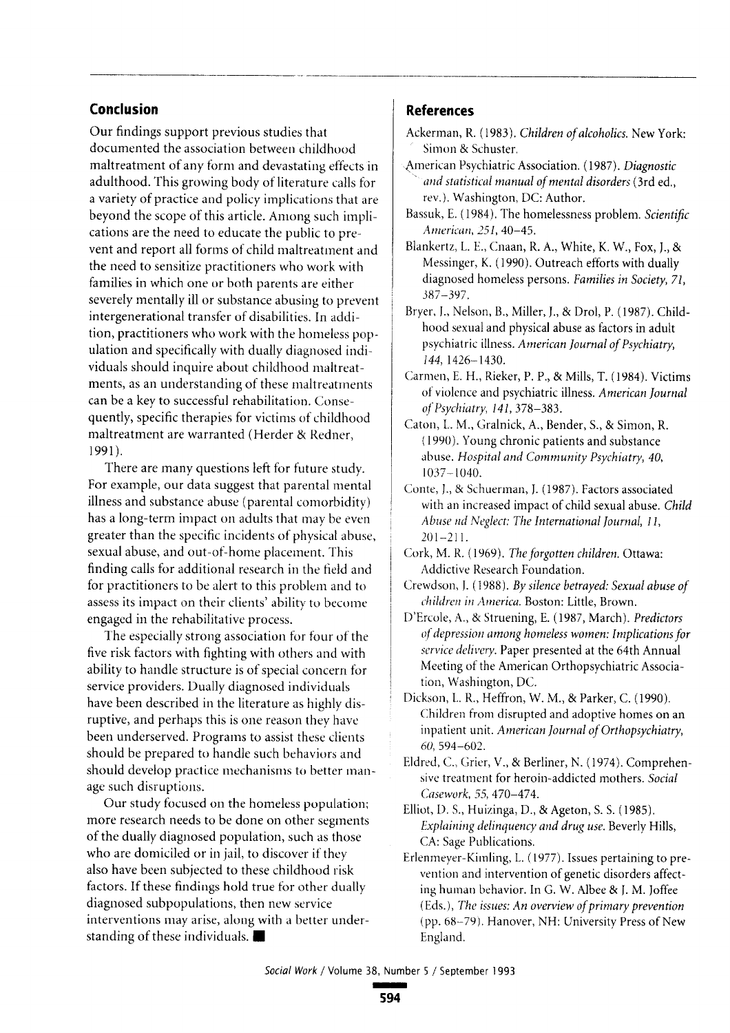## Conclusion

Our findings support previous studies that documented the association between childhood maltreatment of any form and devastating effects in adulthood. This growing body of literature calls for a variety of practice and policy implications that are beyond the scope of this article. Among such implications are the need to educate the public to prevent and report all forms of child maltreatment and the need to sensitize practitioners who work with families in which one or both parents are either severely mentally ill or substance abusing to prevent intergenerational transfer of disabilities. In addition, practitioners who work with the homeless population and specifically with dually diagnosed individuals should inquire about childhood maltreatments, as an understanding of these maltreatments can be a key to successful rehabilitation. Consequently, specific therapies for victims of childhood maltreatment are warranted (Herder & Redner, 1991).

There are many questions left for future study. For example, our data suggest that parental mental illness and substance abuse (parental comorbidity) has a long-term impact on adults that may be even greater than the specific incidents of physical abuse, sexual abuse, and out-of-home placement. This finding calls for additional research in the field and for practitioners to be alert to this problem and to assess its impact on their clients' ability to become engaged in the rehabilitative process.

The especially strong association for four of the five risk factors with fighting with others and with ability to handle structure is of special concern for service providers. Dually diagnosed individuals have been described in the literature as highly disruptive, and perhaps this is one reason they have been underserved. Programs to assist these clients should be prepared to handle such behaviors and should develop practice mechanisms to better manage such disruptions.

Our study focused on the homeless population; more research needs to be done on other segments of the dually diagnosed population, such as those who are domiciled or in jail, to discover if they also have been subjected to these childhood risk factors. If these findings hold true for other dually diagnosed subpopulations, then new service interventions may arise, along with a better understanding of these individuals. ■

## References

Ackerman, R. (1983). *Children of alcoholics.* New York: Simon & Schuster.

American Psychiatric Association. (1987). *Diagnostic and statistical manual of mental disorders* (3rd ed., rev.). Washington, DC: Author.

Bassuk, E. (1984). The homelessness problem. *Scientific American, 251,* 40–45.

Blankertz, L. E., Cnaan, R. A., White, K. W., Fox, J., & Messinger, K. (1990). Outreach efforts with dually diagnosed homeless persons. *Families in Society, 71,* 387–397.

Bryer, J., Nelson, B., Miller, J., & Drol, P. (1987). Childhood sexual and physical abuse as factors in adult psychiatric illness. *American Journal of Psychiatry, 144,* 1426–1430.

Carmen, E. H., Rieker, P. P., & Mills, T. (1984). Victims of violence and psychiatric illness. *American Journal of Psychiatry, 141,* 378–383.

Caton, L. M., Gralnick, A., Bender, S., & Simon, R. (1990). Young chronic patients and substance abuse. *Hospital and Community Psychiatry, 40,* 1037–1040.

Conte, J., & Schuerman, J. (1987). Factors associated with an increased impact of child sexual abuse. *Child Abuse nd Neglect: The International Journal, 11,* 201–211.

Cork, M. R. (1969). *The forgotten children.* Ottawa: Addictive Research Foundation.

Crewdson, J. (1988). *By silence betrayed: Sexual abuse of children in America.* Boston: Little, Brown.

D'Ercole, A., & Struening, E. (1987, March). *Predictors of depression among homeless women: Implications for service delivery.* Paper presented at the 64th Annual Meeting of the American Orthopsychiatric Association, Washington, DC.

Dickson, L. R., Heffron, W. M., & Parker, C. (1990). Children from disrupted and adoptive homes on an inpatient unit. *American Journal of Orthopsychiatry, 60,* 594–602.

Eldred, C., Grier, V., & Berliner, N. (1974). Comprehensive treatment for heroin-addicted mothers. *Social Casework, 55,* 470–474.

Elliot, D. S., Huizinga, D., & Ageton, S. S. (1985). *Explaining delinquency and drug use.* Beverly Hills, CA: Sage Publications.

Erlenmeyer-Kimling, L. (1977). Issues pertaining to prevention and intervention of genetic disorders affecting human behavior. In G. W. Albee & J. M. Joffee (Eds.), *The issues: An overview of primary prevention* (pp. 68–79). Hanover, NH: University Press of New England.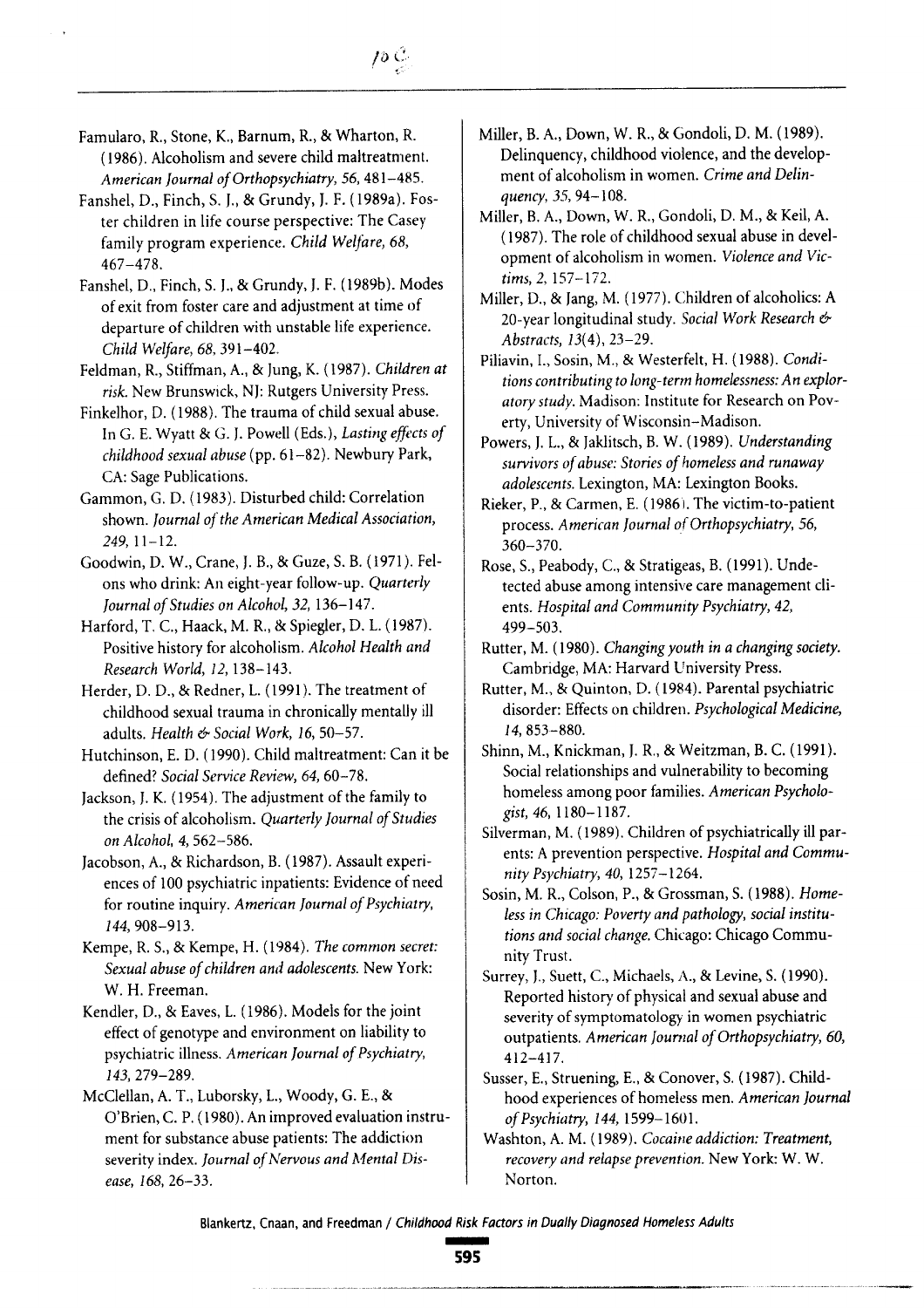Famularo, R., Stone, K., Barnum, R., & Wharton, R. (1986). Alcoholism and severe child maltreatment. *American Journal of Orthopsychiatry, 56*, 481–485.

Fanshel, D., Finch, S. J., & Grundy, J. F. (1989a). Foster children in life course perspective: The Casey family program experience. *Child Welfare, 68*, 467–478.

Fanshel, D., Finch, S. J., & Grundy, J. F. (1989b). Modes of exit from foster care and adjustment at time of departure of children with unstable life experience. *Child Welfare, 68*, 391–402.

Feldman, R., Stiffman, A., & Jung, K. (1987). *Children at risk.* New Brunswick, NJ: Rutgers University Press.

Finkelhor, D. (1988). The trauma of child sexual abuse. In G. E. Wyatt & G. J. Powell (Eds.), *Lasting effects of childhood sexual abuse* (pp. 61–82). Newbury Park, CA: Sage Publications.

Gammon, G. D. (1983). Disturbed child: Correlation shown. *Journal of the American Medical Association, 249*, 11–12.

Goodwin, D. W., Crane, J. B., & Guze, S. B. (1971). Felons who drink: An eight-year follow-up. *Quarterly Journal of Studies on Alcohol, 32*, 136–147.

Harford, T. C., Haack, M. R., & Spiegler, D. L. (1987). Positive history for alcoholism. *Alcohol Health and Research World, 12*, 138–143.

Herder, D. D., & Redner, L. (1991). The treatment of childhood sexual trauma in chronically mentally ill adults. *Health & Social Work, 16*, 50–57.

Hutchinson, E. D. (1990). Child maltreatment: Can it be defined? *Social Service Review, 64*, 60–78.

Jackson, J. K. (1954). The adjustment of the family to the crisis of alcoholism. *Quarterly Journal of Studies on Alcohol, 4*, 562–586.

Jacobson, A., & Richardson, B. (1987). Assault experiences of 100 psychiatric inpatients: Evidence of need for routine inquiry. *American Journal of Psychiatry, 144*, 908–913.

Kempe, R. S., & Kempe, H. (1984). *The common secret: Sexual abuse of children and adolescents.* New York: W. H. Freeman.

Kendler, D., & Eaves, L. (1986). Models for the joint effect of genotype and environment on liability to psychiatric illness. *American Journal of Psychiatry, 143*, 279–289.

McClellan, A. T., Luborsky, L., Woody, G. E., & O'Brien, C. P. (1980). An improved evaluation instrument for substance abuse patients: The addiction severity index. *Journal of Nervous and Mental Disease, 168*, 26–33.

Miller, B. A., Down, W. R., & Gondoli, D. M. (1989). Delinquency, childhood violence, and the development of alcoholism in women. *Crime and Delinquency, 35*, 94–108.

Miller, B. A., Down, W. R., Gondoli, D. M., & Keil, A. (1987). The role of childhood sexual abuse in development of alcoholism in women. *Violence and Victims, 2*, 157–172.

Miller, D., & Jang, M. (1977). Children of alcoholics: A 20-year longitudinal study. *Social Work Research & Abstracts, 13*(4), 23–29.

Piliavin, I., Sosin, M., & Westerfelt, H. (1988). *Conditions contributing to long-term homelessness: An exploratory study.* Madison: Institute for Research on Poverty, University of Wisconsin–Madison.

Powers, J. L., & Jaklitsch, B. W. (1989). *Understanding survivors of abuse: Stories of homeless and runaway adolescents.* Lexington, MA: Lexington Books.

Rieker, P., & Carmen, E. (1986). The victim-to-patient process. *American Journal of Orthopsychiatry, 56*, 360–370.

Rose, S., Peabody, C., & Stratigeas, B. (1991). Undetected abuse among intensive care management clients. *Hospital and Community Psychiatry, 42*, 499–503.

Rutter, M. (1980). *Changing youth in a changing society.* Cambridge, MA: Harvard University Press.

Rutter, M., & Quinton, D. (1984). Parental psychiatric disorder: Effects on children. *Psychological Medicine, 14*, 853–880.

Shinn, M., Knickman, J. R., & Weitzman, B. C. (1991). Social relationships and vulnerability to becoming homeless among poor families. *American Psychologist, 46*, 1180–1187.

Silverman, M. (1989). Children of psychiatrically ill parents: A prevention perspective. *Hospital and Community Psychiatry, 40*, 1257–1264.

Sosin, M. R., Colson, P., & Grossman, S. (1988). *Homeless in Chicago: Poverty and pathology, social institutions and social change.* Chicago: Chicago Community Trust.

Surrey, J., Suett, C., Michaels, A., & Levine, S. (1990). Reported history of physical and sexual abuse and severity of symptomatology in women psychiatric outpatients. *American Journal of Orthopsychiatry, 60*, 412–417.

Susser, E., Struening, E., & Conover, S. (1987). Childhood experiences of homeless men. *American Journal of Psychiatry, 144*, 1599–1601.

Washton, A. M. (1989). *Cocaine addiction: Treatment, recovery and relapse prevention.* New York: W. W. Norton.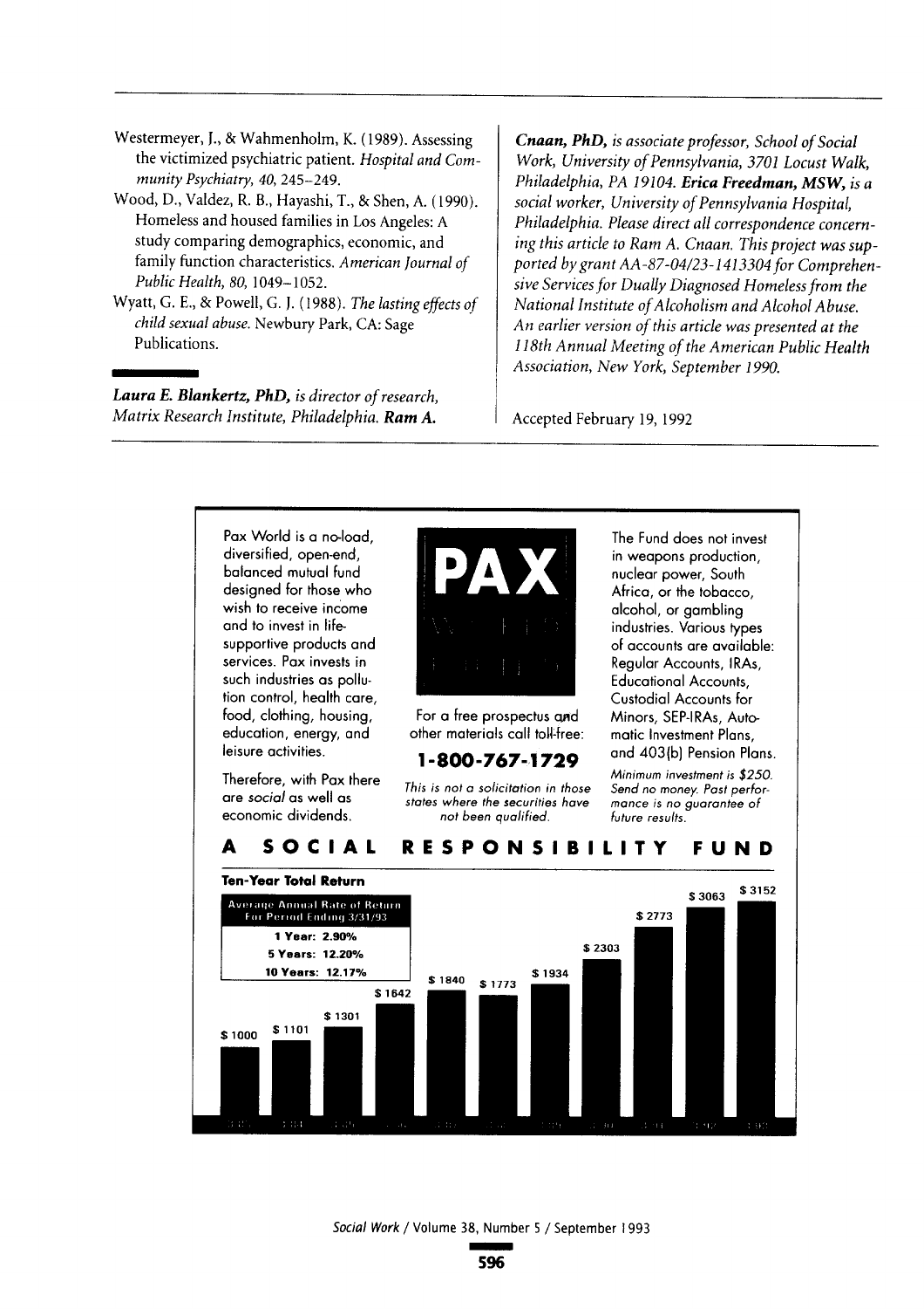Westermeyer, J., & Wahmenholm, K. (1989). Assessing the victimized psychiatric patient. *Hospital and Community Psychiatry, 40*, 245–249.

Wood, D., Valdez, R. B., Hayashi, T., & Shen, A. (1990). Homeless and housed families in Los Angeles: A study comparing demographics, economic, and family function characteristics. *American Journal of Public Health, 80*, 1049–1052.

Wyatt, G. E., & Powell, G. J. (1988). *The lasting effects of child sexual abuse.* Newbury Park, CA: Sage Publications.

***Laura E. Blankertz, PhD,*** *is director of research, Matrix Research Institute, Philadelphia.* ***Ram A. Cnaan, PhD,*** *is associate professor, School of Social Work, University of Pennsylvania, 3701 Locust Walk, Philadelphia, PA 19104.* ***Erica Freedman, MSW,*** *is a social worker, University of Pennsylvania Hospital, Philadelphia. Please direct all correspondence concerning this article to Ram A. Cnaan. This project was supported by grant AA-87-04/23-1413304 for Comprehensive Services for Dually Diagnosed Homeless from the National Institute of Alcoholism and Alcohol Abuse. An earlier version of this article was presented at the 118th Annual Meeting of the American Public Health Association, New York, September 1990.*

Accepted February 19, 1992

---

Pax World is a no-load, diversified, open-end, balanced mutual fund designed for those who wish to receive income and to invest in life-supportive products and services. Pax invests in such industries as pollution control, health care, food, clothing, housing, education, energy, and leisure activities.

Therefore, with Pax there are *social* as well as economic dividends.

PAX

For a free prospectus and other materials call toll-free:

**1-800-767-1729**

*This is not a solicitation in those states where the securities have not been qualified.*

The Fund does not invest in weapons production, nuclear power, South Africa, or the tobacco, alcohol, or gambling industries. Various types of accounts are available: Regular Accounts, IRAs, Educational Accounts, Custodial Accounts for Minors, SEP-IRAs, Automatic Investment Plans, and 403(b) Pension Plans.

*Minimum investment is $250. Send no money. Past performance is no guarantee of future results.*

**A SOCIAL RESPONSIBILITY FUND**

**Ten-Year Total Return**

Average Annual Rate of Return For Period Ending 3/31/93

**1 Year: 2.90%**

**5 Years: 12.20%**

**10 Years: 12.17%**

$ 1000 $ 1101 $ 1301 $ 1642 $ 1840 $ 1773 $ 1934 $ 2303 $ 2773 $ 3063 $ 3152